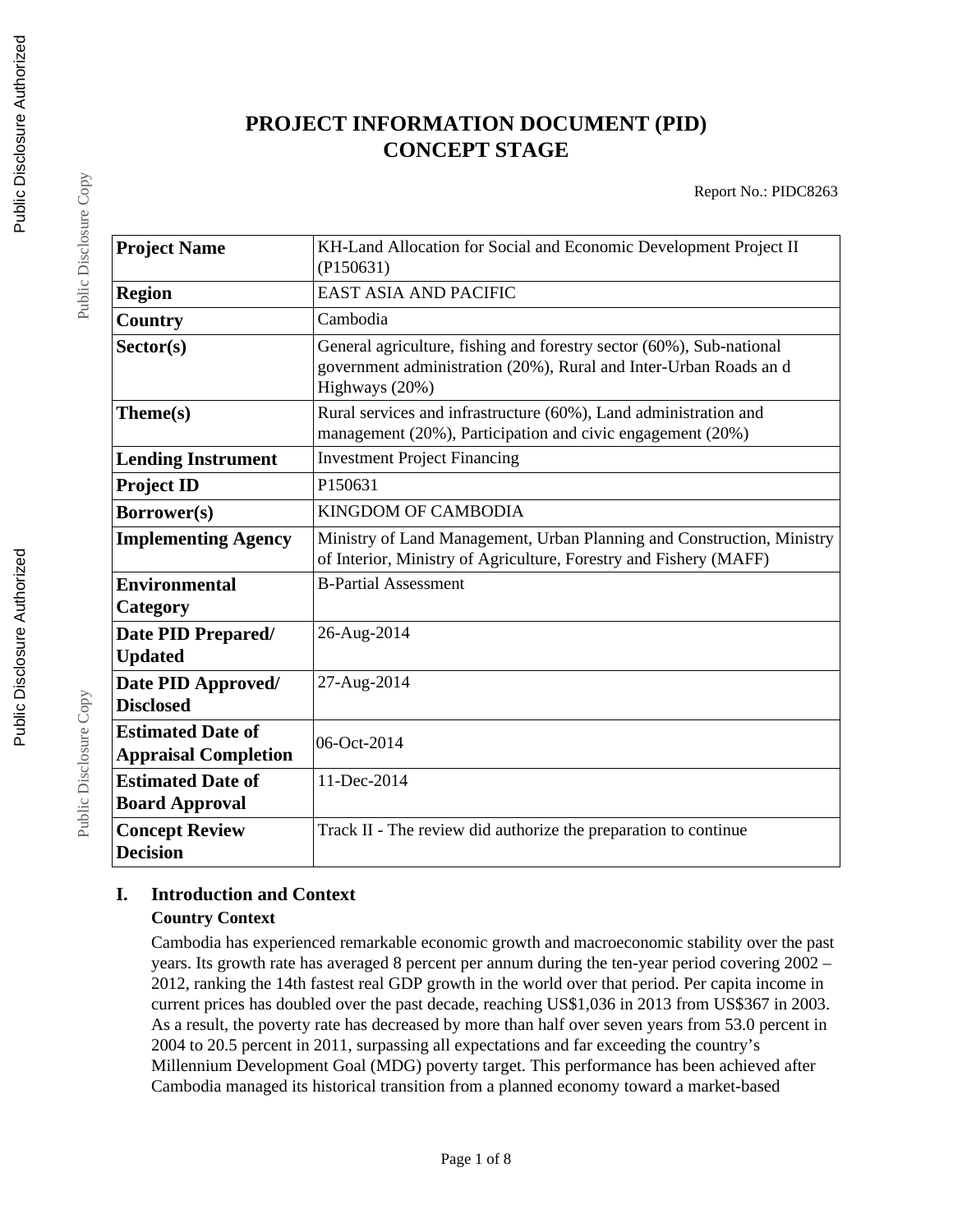# PROJECT INFORMATION DOCUMENT (PID) CONCEPT STAGE

Report No.: PIDC8263

| | |
|---|---|
| **Project Name** | KH-Land Allocation for Social and Economic Development Project II (P150631) |
| **Region** | EAST ASIA AND PACIFIC |
| **Country** | Cambodia |
| **Sector(s)** | General agriculture, fishing and forestry sector (60%), Sub-national government administration (20%), Rural and Inter-Urban Roads an d Highways (20%) |
| **Theme(s)** | Rural services and infrastructure (60%), Land administration and management (20%), Participation and civic engagement (20%) |
| **Lending Instrument** | Investment Project Financing |
| **Project ID** | P150631 |
| **Borrower(s)** | KINGDOM OF CAMBODIA |
| **Implementing Agency** | Ministry of Land Management, Urban Planning and Construction, Ministry of Interior, Ministry of Agriculture, Forestry and Fishery (MAFF) |
| **Environmental Category** | B-Partial Assessment |
| **Date PID Prepared/ Updated** | 26-Aug-2014 |
| **Date PID Approved/ Disclosed** | 27-Aug-2014 |
| **Estimated Date of Appraisal Completion** | 06-Oct-2014 |
| **Estimated Date of Board Approval** | 11-Dec-2014 |
| **Concept Review Decision** | Track II - The review did authorize the preparation to continue |

## I. Introduction and Context

### Country Context

Cambodia has experienced remarkable economic growth and macroeconomic stability over the past years. Its growth rate has averaged 8 percent per annum during the ten-year period covering 2002 – 2012, ranking the 14th fastest real GDP growth in the world over that period. Per capita income in current prices has doubled over the past decade, reaching US$1,036 in 2013 from US$367 in 2003. As a result, the poverty rate has decreased by more than half over seven years from 53.0 percent in 2004 to 20.5 percent in 2011, surpassing all expectations and far exceeding the country's Millennium Development Goal (MDG) poverty target. This performance has been achieved after Cambodia managed its historical transition from a planned economy toward a market-based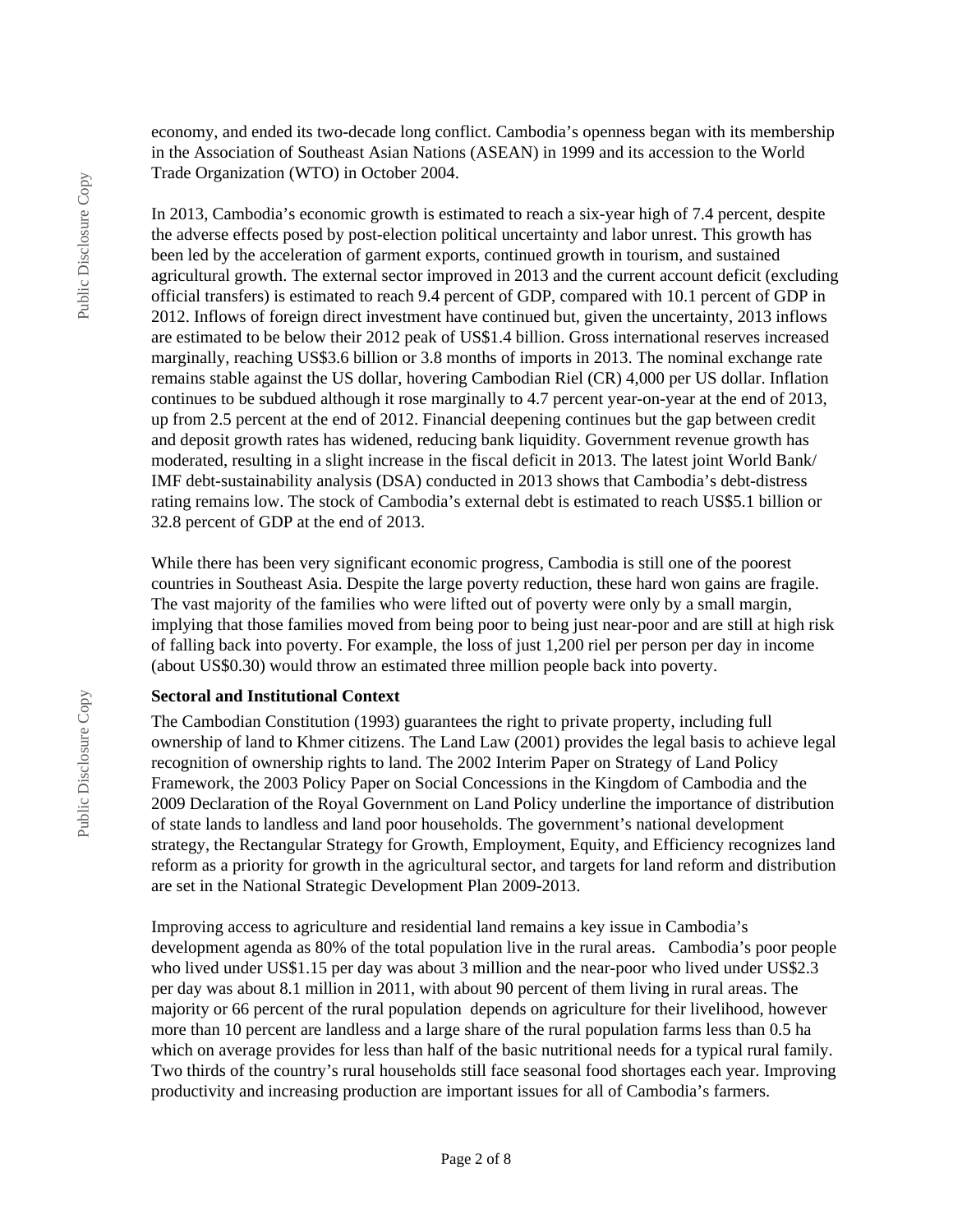economy, and ended its two-decade long conflict. Cambodia's openness began with its membership in the Association of Southeast Asian Nations (ASEAN) in 1999 and its accession to the World Trade Organization (WTO) in October 2004.

In 2013, Cambodia's economic growth is estimated to reach a six-year high of 7.4 percent, despite the adverse effects posed by post-election political uncertainty and labor unrest. This growth has been led by the acceleration of garment exports, continued growth in tourism, and sustained agricultural growth. The external sector improved in 2013 and the current account deficit (excluding official transfers) is estimated to reach 9.4 percent of GDP, compared with 10.1 percent of GDP in 2012. Inflows of foreign direct investment have continued but, given the uncertainty, 2013 inflows are estimated to be below their 2012 peak of US$1.4 billion. Gross international reserves increased marginally, reaching US$3.6 billion or 3.8 months of imports in 2013. The nominal exchange rate remains stable against the US dollar, hovering Cambodian Riel (CR) 4,000 per US dollar. Inflation continues to be subdued although it rose marginally to 4.7 percent year-on-year at the end of 2013, up from 2.5 percent at the end of 2012. Financial deepening continues but the gap between credit and deposit growth rates has widened, reducing bank liquidity. Government revenue growth has moderated, resulting in a slight increase in the fiscal deficit in 2013. The latest joint World Bank/ IMF debt-sustainability analysis (DSA) conducted in 2013 shows that Cambodia's debt-distress rating remains low. The stock of Cambodia's external debt is estimated to reach US$5.1 billion or 32.8 percent of GDP at the end of 2013.

While there has been very significant economic progress, Cambodia is still one of the poorest countries in Southeast Asia. Despite the large poverty reduction, these hard won gains are fragile. The vast majority of the families who were lifted out of poverty were only by a small margin, implying that those families moved from being poor to being just near-poor and are still at high risk of falling back into poverty. For example, the loss of just 1,200 riel per person per day in income (about US$0.30) would throw an estimated three million people back into poverty.

**Sectoral and Institutional Context**

The Cambodian Constitution (1993) guarantees the right to private property, including full ownership of land to Khmer citizens. The Land Law (2001) provides the legal basis to achieve legal recognition of ownership rights to land. The 2002 Interim Paper on Strategy of Land Policy Framework, the 2003 Policy Paper on Social Concessions in the Kingdom of Cambodia and the 2009 Declaration of the Royal Government on Land Policy underline the importance of distribution of state lands to landless and land poor households. The government's national development strategy, the Rectangular Strategy for Growth, Employment, Equity, and Efficiency recognizes land reform as a priority for growth in the agricultural sector, and targets for land reform and distribution are set in the National Strategic Development Plan 2009-2013.

Improving access to agriculture and residential land remains a key issue in Cambodia's development agenda as 80% of the total population live in the rural areas. Cambodia's poor people who lived under US$1.15 per day was about 3 million and the near-poor who lived under US$2.3 per day was about 8.1 million in 2011, with about 90 percent of them living in rural areas. The majority or 66 percent of the rural population depends on agriculture for their livelihood, however more than 10 percent are landless and a large share of the rural population farms less than 0.5 ha which on average provides for less than half of the basic nutritional needs for a typical rural family. Two thirds of the country's rural households still face seasonal food shortages each year. Improving productivity and increasing production are important issues for all of Cambodia's farmers.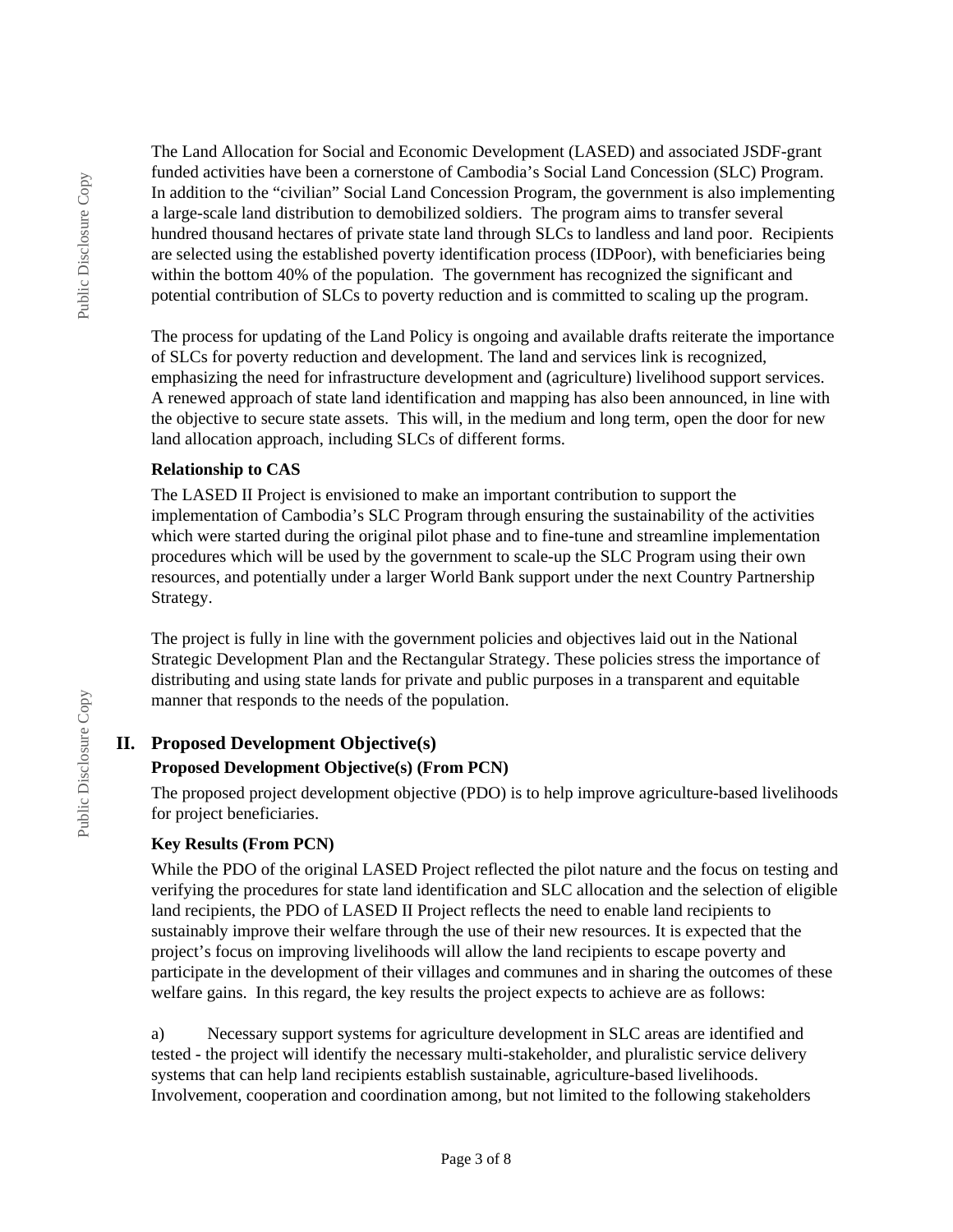The Land Allocation for Social and Economic Development (LASED) and associated JSDF-grant funded activities have been a cornerstone of Cambodia's Social Land Concession (SLC) Program. In addition to the "civilian" Social Land Concession Program, the government is also implementing a large-scale land distribution to demobilized soldiers. The program aims to transfer several hundred thousand hectares of private state land through SLCs to landless and land poor. Recipients are selected using the established poverty identification process (IDPoor), with beneficiaries being within the bottom 40% of the population. The government has recognized the significant and potential contribution of SLCs to poverty reduction and is committed to scaling up the program.

The process for updating of the Land Policy is ongoing and available drafts reiterate the importance of SLCs for poverty reduction and development. The land and services link is recognized, emphasizing the need for infrastructure development and (agriculture) livelihood support services. A renewed approach of state land identification and mapping has also been announced, in line with the objective to secure state assets. This will, in the medium and long term, open the door for new land allocation approach, including SLCs of different forms.

**Relationship to CAS**

The LASED II Project is envisioned to make an important contribution to support the implementation of Cambodia's SLC Program through ensuring the sustainability of the activities which were started during the original pilot phase and to fine-tune and streamline implementation procedures which will be used by the government to scale-up the SLC Program using their own resources, and potentially under a larger World Bank support under the next Country Partnership Strategy.

The project is fully in line with the government policies and objectives laid out in the National Strategic Development Plan and the Rectangular Strategy. These policies stress the importance of distributing and using state lands for private and public purposes in a transparent and equitable manner that responds to the needs of the population.

## II. Proposed Development Objective(s)

**Proposed Development Objective(s) (From PCN)**

The proposed project development objective (PDO) is to help improve agriculture-based livelihoods for project beneficiaries.

**Key Results (From PCN)**

While the PDO of the original LASED Project reflected the pilot nature and the focus on testing and verifying the procedures for state land identification and SLC allocation and the selection of eligible land recipients, the PDO of LASED II Project reflects the need to enable land recipients to sustainably improve their welfare through the use of their new resources. It is expected that the project's focus on improving livelihoods will allow the land recipients to escape poverty and participate in the development of their villages and communes and in sharing the outcomes of these welfare gains. In this regard, the key results the project expects to achieve are as follows:

a) Necessary support systems for agriculture development in SLC areas are identified and tested - the project will identify the necessary multi-stakeholder, and pluralistic service delivery systems that can help land recipients establish sustainable, agriculture-based livelihoods. Involvement, cooperation and coordination among, but not limited to the following stakeholders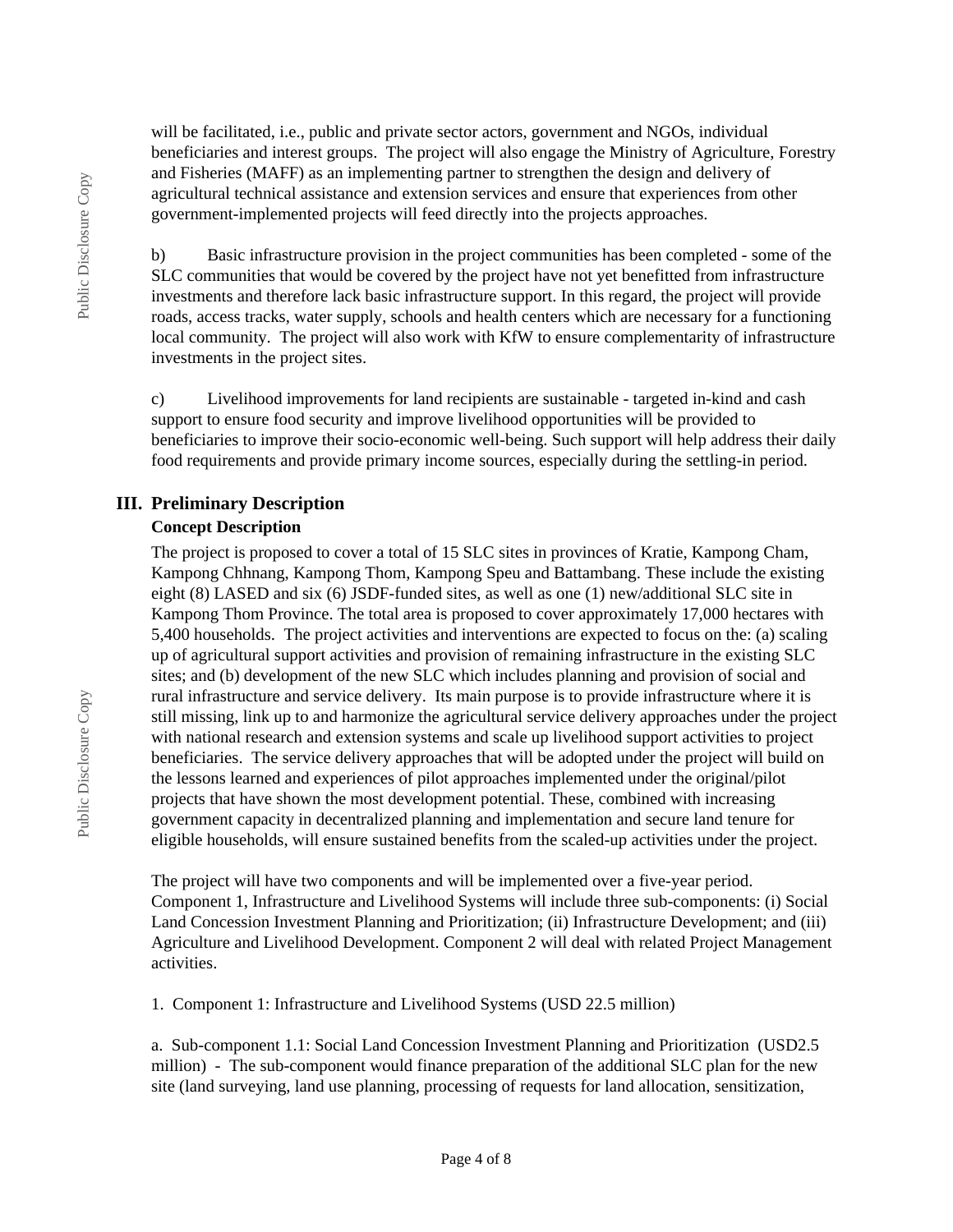will be facilitated, i.e., public and private sector actors, government and NGOs, individual beneficiaries and interest groups. The project will also engage the Ministry of Agriculture, Forestry and Fisheries (MAFF) as an implementing partner to strengthen the design and delivery of agricultural technical assistance and extension services and ensure that experiences from other government-implemented projects will feed directly into the projects approaches.

b) Basic infrastructure provision in the project communities has been completed - some of the SLC communities that would be covered by the project have not yet benefitted from infrastructure investments and therefore lack basic infrastructure support. In this regard, the project will provide roads, access tracks, water supply, schools and health centers which are necessary for a functioning local community. The project will also work with KfW to ensure complementarity of infrastructure investments in the project sites.

c) Livelihood improvements for land recipients are sustainable - targeted in-kind and cash support to ensure food security and improve livelihood opportunities will be provided to beneficiaries to improve their socio-economic well-being. Such support will help address their daily food requirements and provide primary income sources, especially during the settling-in period.

## III. Preliminary Description

### Concept Description

The project is proposed to cover a total of 15 SLC sites in provinces of Kratie, Kampong Cham, Kampong Chhnang, Kampong Thom, Kampong Speu and Battambang. These include the existing eight (8) LASED and six (6) JSDF-funded sites, as well as one (1) new/additional SLC site in Kampong Thom Province. The total area is proposed to cover approximately 17,000 hectares with 5,400 households. The project activities and interventions are expected to focus on the: (a) scaling up of agricultural support activities and provision of remaining infrastructure in the existing SLC sites; and (b) development of the new SLC which includes planning and provision of social and rural infrastructure and service delivery. Its main purpose is to provide infrastructure where it is still missing, link up to and harmonize the agricultural service delivery approaches under the project with national research and extension systems and scale up livelihood support activities to project beneficiaries. The service delivery approaches that will be adopted under the project will build on the lessons learned and experiences of pilot approaches implemented under the original/pilot projects that have shown the most development potential. These, combined with increasing government capacity in decentralized planning and implementation and secure land tenure for eligible households, will ensure sustained benefits from the scaled-up activities under the project.

The project will have two components and will be implemented over a five-year period. Component 1, Infrastructure and Livelihood Systems will include three sub-components: (i) Social Land Concession Investment Planning and Prioritization; (ii) Infrastructure Development; and (iii) Agriculture and Livelihood Development. Component 2 will deal with related Project Management activities.

1. Component 1: Infrastructure and Livelihood Systems (USD 22.5 million)

a. Sub-component 1.1: Social Land Concession Investment Planning and Prioritization (USD2.5 million) - The sub-component would finance preparation of the additional SLC plan for the new site (land surveying, land use planning, processing of requests for land allocation, sensitization,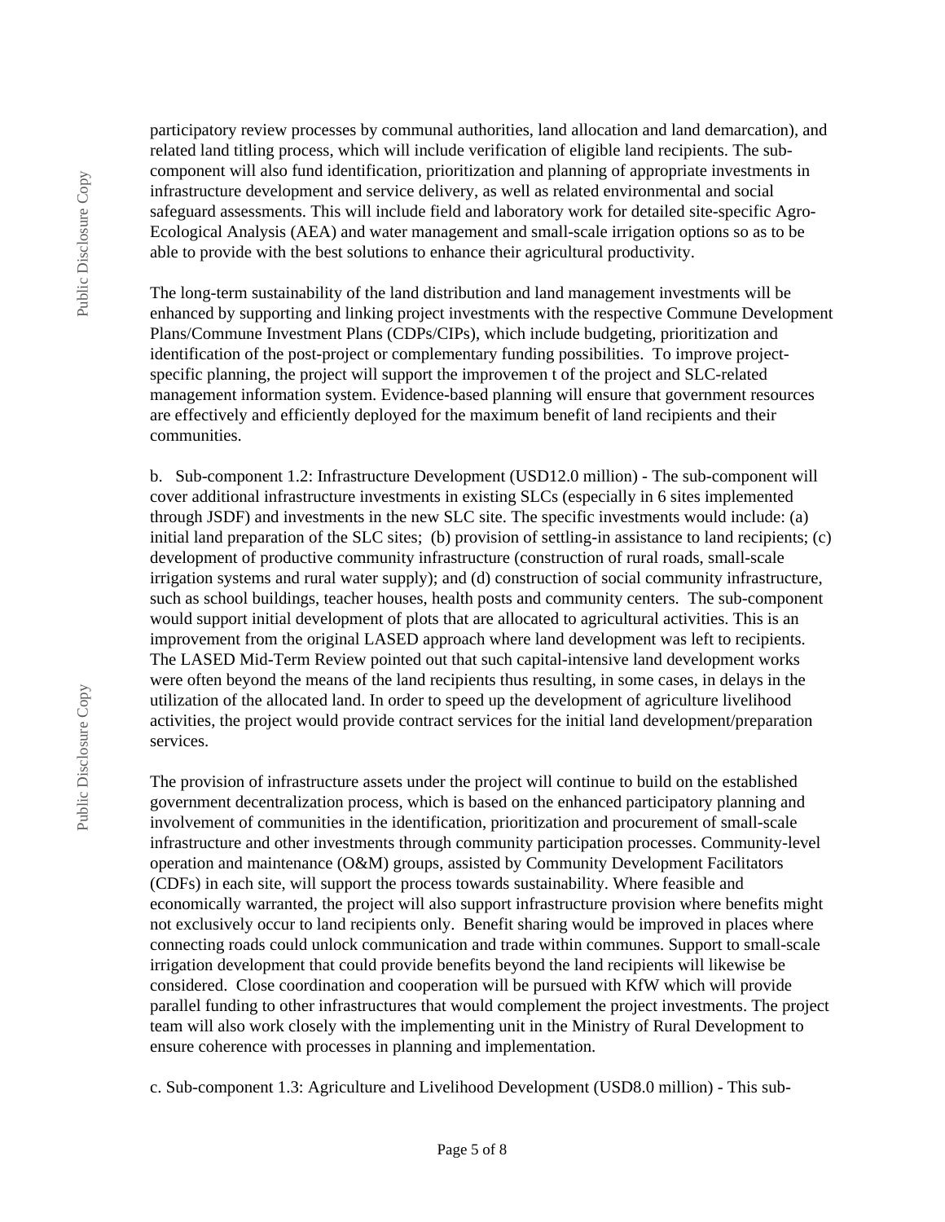participatory review processes by communal authorities, land allocation and land demarcation), and related land titling process, which will include verification of eligible land recipients. The sub-component will also fund identification, prioritization and planning of appropriate investments in infrastructure development and service delivery, as well as related environmental and social safeguard assessments. This will include field and laboratory work for detailed site-specific Agro-Ecological Analysis (AEA) and water management and small-scale irrigation options so as to be able to provide with the best solutions to enhance their agricultural productivity.

The long-term sustainability of the land distribution and land management investments will be enhanced by supporting and linking project investments with the respective Commune Development Plans/Commune Investment Plans (CDPs/CIPs), which include budgeting, prioritization and identification of the post-project or complementary funding possibilities. To improve project-specific planning, the project will support the improvemen t of the project and SLC-related management information system. Evidence-based planning will ensure that government resources are effectively and efficiently deployed for the maximum benefit of land recipients and their communities.

b. Sub-component 1.2: Infrastructure Development (USD12.0 million) - The sub-component will cover additional infrastructure investments in existing SLCs (especially in 6 sites implemented through JSDF) and investments in the new SLC site. The specific investments would include: (a) initial land preparation of the SLC sites; (b) provision of settling-in assistance to land recipients; (c) development of productive community infrastructure (construction of rural roads, small-scale irrigation systems and rural water supply); and (d) construction of social community infrastructure, such as school buildings, teacher houses, health posts and community centers. The sub-component would support initial development of plots that are allocated to agricultural activities. This is an improvement from the original LASED approach where land development was left to recipients. The LASED Mid-Term Review pointed out that such capital-intensive land development works were often beyond the means of the land recipients thus resulting, in some cases, in delays in the utilization of the allocated land. In order to speed up the development of agriculture livelihood activities, the project would provide contract services for the initial land development/preparation services.

The provision of infrastructure assets under the project will continue to build on the established government decentralization process, which is based on the enhanced participatory planning and involvement of communities in the identification, prioritization and procurement of small-scale infrastructure and other investments through community participation processes. Community-level operation and maintenance (O&M) groups, assisted by Community Development Facilitators (CDFs) in each site, will support the process towards sustainability. Where feasible and economically warranted, the project will also support infrastructure provision where benefits might not exclusively occur to land recipients only. Benefit sharing would be improved in places where connecting roads could unlock communication and trade within communes. Support to small-scale irrigation development that could provide benefits beyond the land recipients will likewise be considered. Close coordination and cooperation will be pursued with KfW which will provide parallel funding to other infrastructures that would complement the project investments. The project team will also work closely with the implementing unit in the Ministry of Rural Development to ensure coherence with processes in planning and implementation.

c. Sub-component 1.3: Agriculture and Livelihood Development (USD8.0 million) - This sub-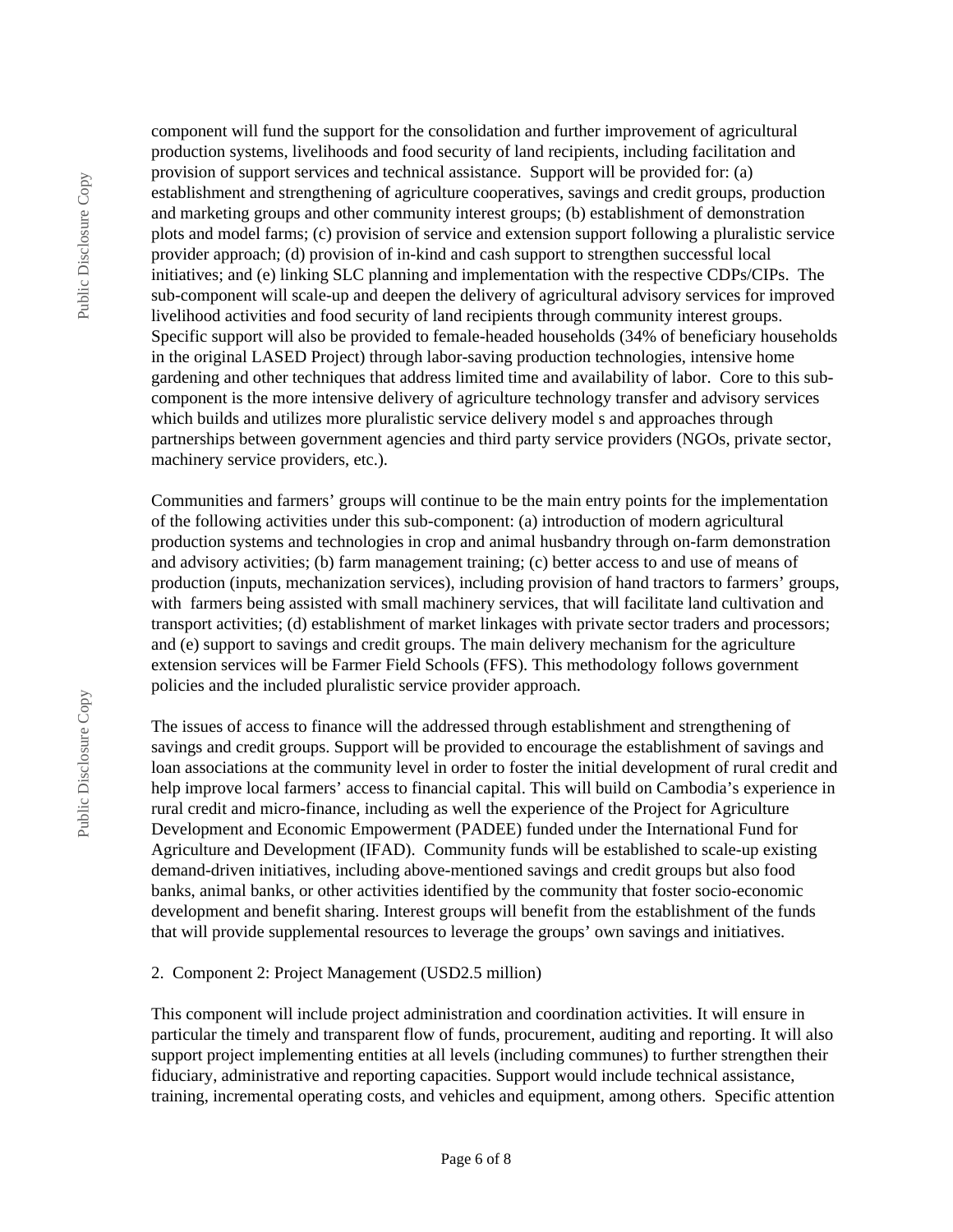component will fund the support for the consolidation and further improvement of agricultural production systems, livelihoods and food security of land recipients, including facilitation and provision of support services and technical assistance. Support will be provided for: (a) establishment and strengthening of agriculture cooperatives, savings and credit groups, production and marketing groups and other community interest groups; (b) establishment of demonstration plots and model farms; (c) provision of service and extension support following a pluralistic service provider approach; (d) provision of in-kind and cash support to strengthen successful local initiatives; and (e) linking SLC planning and implementation with the respective CDPs/CIPs. The sub-component will scale-up and deepen the delivery of agricultural advisory services for improved livelihood activities and food security of land recipients through community interest groups. Specific support will also be provided to female-headed households (34% of beneficiary households in the original LASED Project) through labor-saving production technologies, intensive home gardening and other techniques that address limited time and availability of labor. Core to this sub-component is the more intensive delivery of agriculture technology transfer and advisory services which builds and utilizes more pluralistic service delivery model s and approaches through partnerships between government agencies and third party service providers (NGOs, private sector, machinery service providers, etc.).

Communities and farmers' groups will continue to be the main entry points for the implementation of the following activities under this sub-component: (a) introduction of modern agricultural production systems and technologies in crop and animal husbandry through on-farm demonstration and advisory activities; (b) farm management training; (c) better access to and use of means of production (inputs, mechanization services), including provision of hand tractors to farmers' groups, with farmers being assisted with small machinery services, that will facilitate land cultivation and transport activities; (d) establishment of market linkages with private sector traders and processors; and (e) support to savings and credit groups. The main delivery mechanism for the agriculture extension services will be Farmer Field Schools (FFS). This methodology follows government policies and the included pluralistic service provider approach.

The issues of access to finance will the addressed through establishment and strengthening of savings and credit groups. Support will be provided to encourage the establishment of savings and loan associations at the community level in order to foster the initial development of rural credit and help improve local farmers' access to financial capital. This will build on Cambodia's experience in rural credit and micro-finance, including as well the experience of the Project for Agriculture Development and Economic Empowerment (PADEE) funded under the International Fund for Agriculture and Development (IFAD). Community funds will be established to scale-up existing demand-driven initiatives, including above-mentioned savings and credit groups but also food banks, animal banks, or other activities identified by the community that foster socio-economic development and benefit sharing. Interest groups will benefit from the establishment of the funds that will provide supplemental resources to leverage the groups' own savings and initiatives.

2. Component 2: Project Management (USD2.5 million)

This component will include project administration and coordination activities. It will ensure in particular the timely and transparent flow of funds, procurement, auditing and reporting. It will also support project implementing entities at all levels (including communes) to further strengthen their fiduciary, administrative and reporting capacities. Support would include technical assistance, training, incremental operating costs, and vehicles and equipment, among others. Specific attention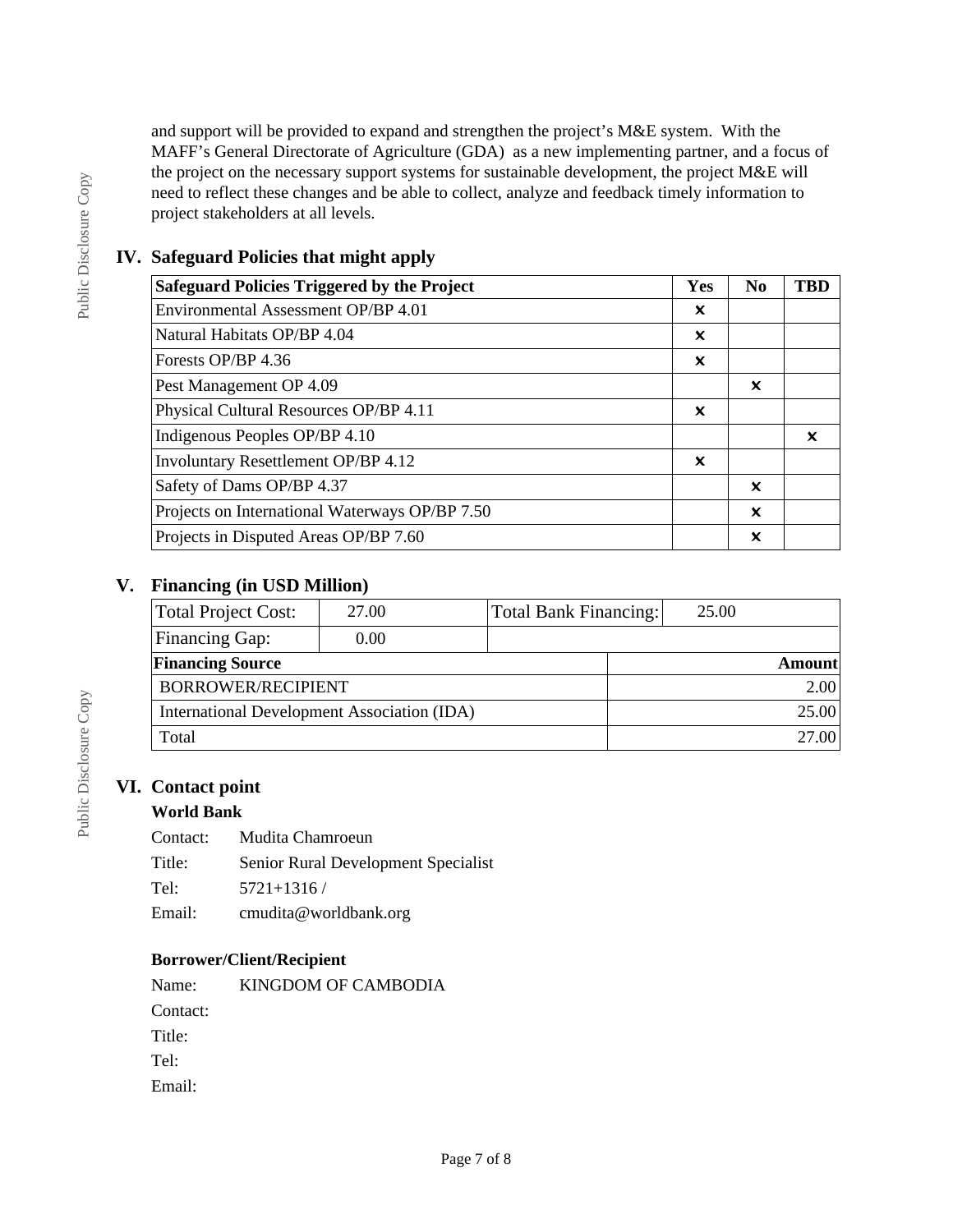and support will be provided to expand and strengthen the project's M&E system. With the MAFF's General Directorate of Agriculture (GDA) as a new implementing partner, and a focus of the project on the necessary support systems for sustainable development, the project M&E will need to reflect these changes and be able to collect, analyze and feedback timely information to project stakeholders at all levels.

## IV. Safeguard Policies that might apply

| Safeguard Policies Triggered by the Project | Yes | No | TBD |
|---|---|---|---|
| Environmental Assessment OP/BP 4.01 | × | | |
| Natural Habitats OP/BP 4.04 | × | | |
| Forests OP/BP 4.36 | × | | |
| Pest Management OP 4.09 | | × | |
| Physical Cultural Resources OP/BP 4.11 | × | | |
| Indigenous Peoples OP/BP 4.10 | | | × |
| Involuntary Resettlement OP/BP 4.12 | × | | |
| Safety of Dams OP/BP 4.37 | | × | |
| Projects on International Waterways OP/BP 7.50 | | × | |
| Projects in Disputed Areas OP/BP 7.60 | | × | |

## V. Financing (in USD Million)

| Total Project Cost: | 27.00 | Total Bank Financing: | 25.00 |
|---|---|---|---|
| Financing Gap: | 0.00 | | |

| Financing Source | Amount |
|---|---|
| BORROWER/RECIPIENT | 2.00 |
| International Development Association (IDA) | 25.00 |
| Total | 27.00 |

## VI. Contact point

### World Bank

Contact: Mudita Chamroeun
Title: Senior Rural Development Specialist
Tel: 5721+1316 /
Email: cmudita@worldbank.org

### Borrower/Client/Recipient

Name: KINGDOM OF CAMBODIA
Contact:
Title:
Tel:
Email: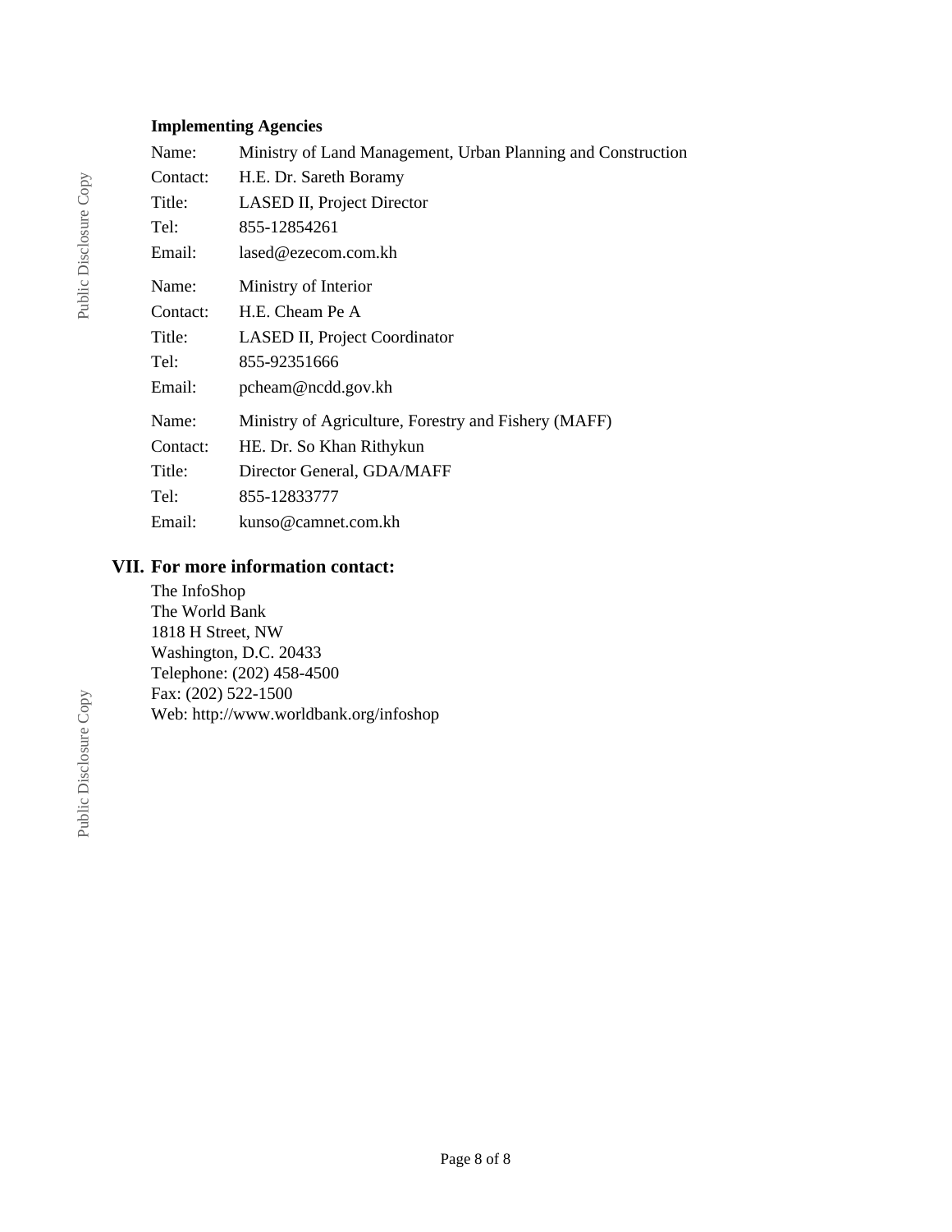**Implementing Agencies**

| | |
|---|---|
| Name: | Ministry of Land Management, Urban Planning and Construction |
| Contact: | H.E. Dr. Sareth Boramy |
| Title: | LASED II, Project Director |
| Tel: | 855-12854261 |
| Email: | lased@ezecom.com.kh |
| Name: | Ministry of Interior |
| Contact: | H.E. Cheam Pe A |
| Title: | LASED II, Project Coordinator |
| Tel: | 855-92351666 |
| Email: | pcheam@ncdd.gov.kh |
| Name: | Ministry of Agriculture, Forestry and Fishery (MAFF) |
| Contact: | HE. Dr. So Khan Rithykun |
| Title: | Director General, GDA/MAFF |
| Tel: | 855-12833777 |
| Email: | kunso@camnet.com.kh |

## VII. For more information contact:

The InfoShop
The World Bank
1818 H Street, NW
Washington, D.C. 20433
Telephone: (202) 458-4500
Fax: (202) 522-1500
Web: http://www.worldbank.org/infoshop